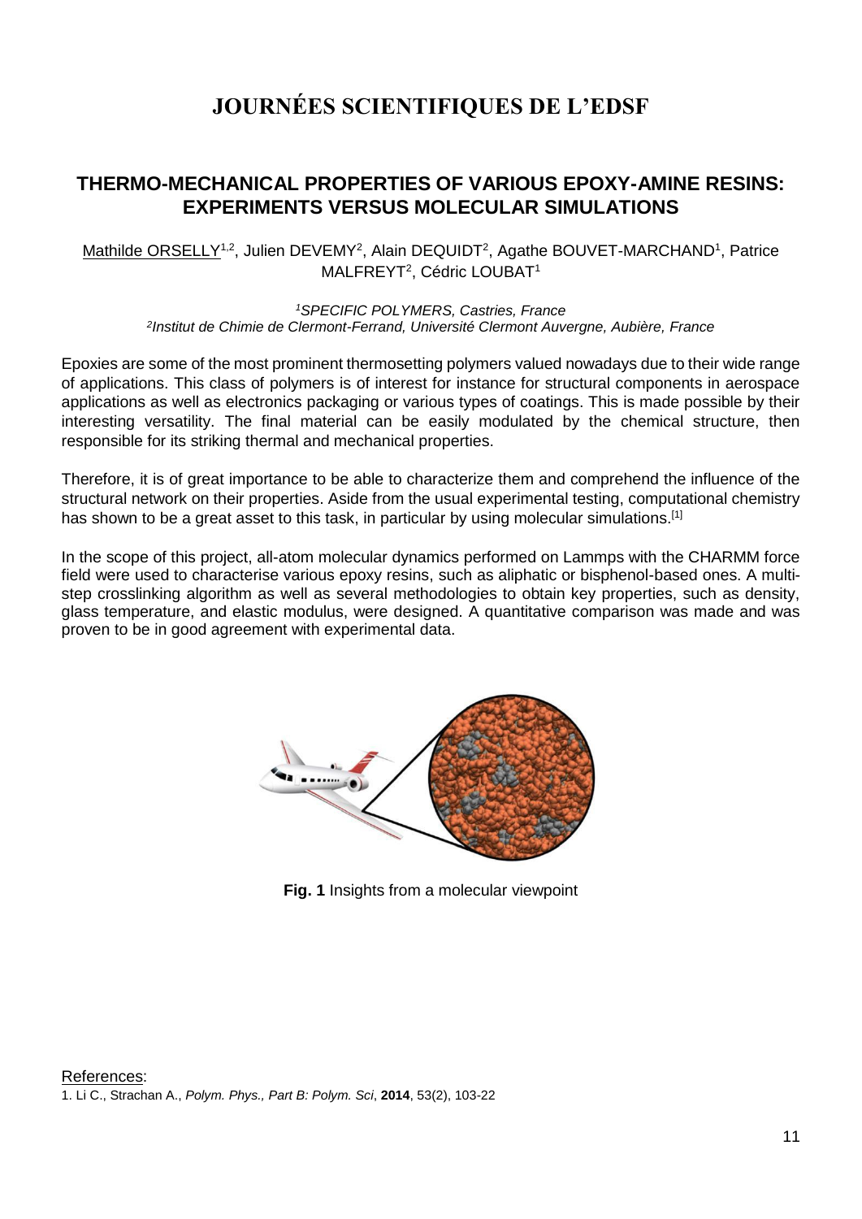# JOURNÉES SCIENTIFIQUES DE L'EDSF

## THERMO-MECHANICAL PROPERTIES OF VARIOUS EPOXY-AMINE RESINS: EXPERIMENTS VERSUS MOLECULAR SIMULATIONS

Mathilde ORSELLY[1,2], Julien DEVEMY[2], Alain DEQUIDT[2], Agathe BOUVET-MARCHAND[1], Patrice MALFREYT[2], Cédric LOUBAT[1]

*[1]SPECIFIC POLYMERS, Castries, France*
*[2]Institut de Chimie de Clermont-Ferrand, Université Clermont Auvergne, Aubière, France*

Epoxies are some of the most prominent thermosetting polymers valued nowadays due to their wide range of applications. This class of polymers is of interest for instance for structural components in aerospace applications as well as electronics packaging or various types of coatings. This is made possible by their interesting versatility. The final material can be easily modulated by the chemical structure, then responsible for its striking thermal and mechanical properties.

Therefore, it is of great importance to be able to characterize them and comprehend the influence of the structural network on their properties. Aside from the usual experimental testing, computational chemistry has shown to be a great asset to this task, in particular by using molecular simulations.[1]

In the scope of this project, all-atom molecular dynamics performed on Lammps with the CHARMM force field were used to characterise various epoxy resins, such as aliphatic or bisphenol-based ones. A multi-step crosslinking algorithm as well as several methodologies to obtain key properties, such as density, glass temperature, and elastic modulus, were designed. A quantitative comparison was made and was proven to be in good agreement with experimental data.

**Fig. 1** Insights from a molecular viewpoint

References:
1. Li C., Strachan A., *Polym. Phys., Part B: Polym. Sci*, **2014**, 53(2), 103-22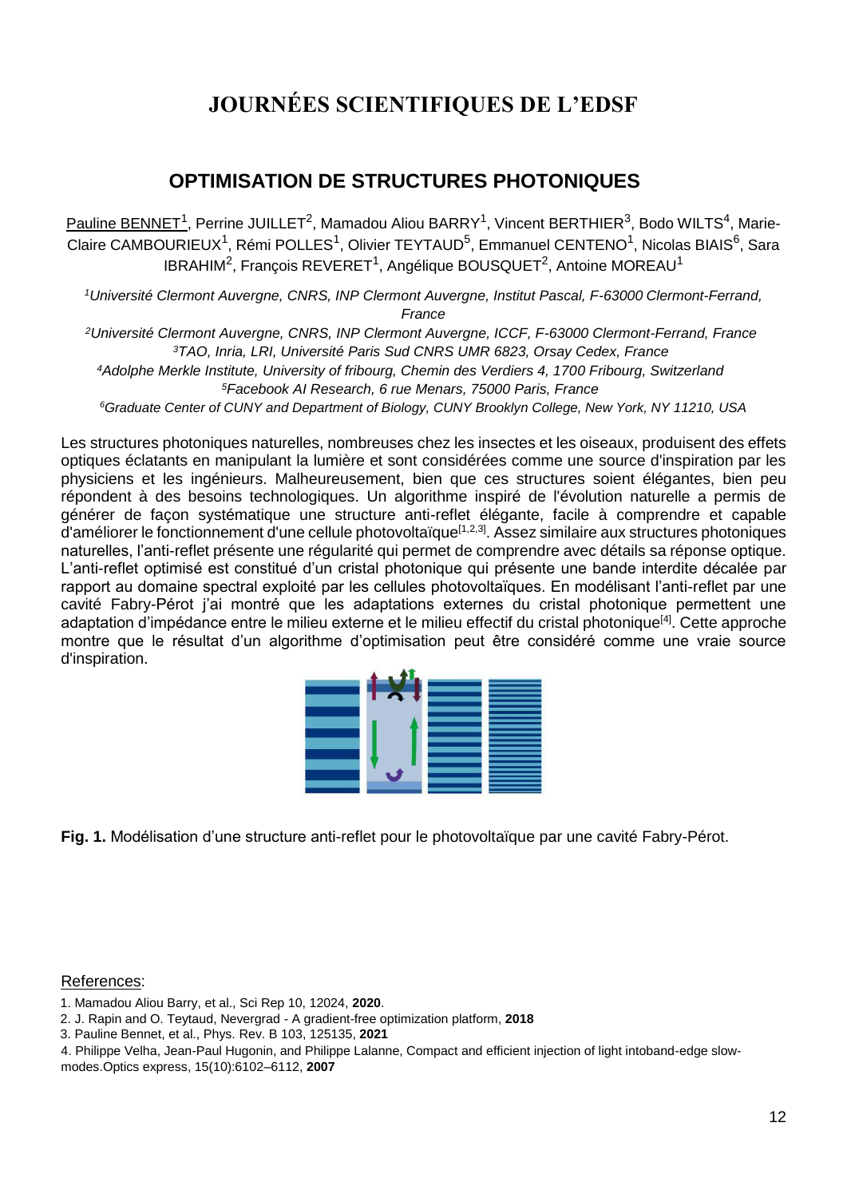# JOURNÉES SCIENTIFIQUES DE L'EDSF

## OPTIMISATION DE STRUCTURES PHOTONIQUES

Pauline BENNET[1], Perrine JUILLET[2], Mamadou Aliou BARRY[1], Vincent BERTHIER[3], Bodo WILTS[4], Marie-Claire CAMBOURIEUX[1], Rémi POLLES[1], Olivier TEYTAUD[5], Emmanuel CENTENO[1], Nicolas BIAIS[6], Sara IBRAHIM[2], François REVERET[1], Angélique BOUSQUET[2], Antoine MOREAU[1]

*[1]Université Clermont Auvergne, CNRS, INP Clermont Auvergne, Institut Pascal, F-63000 Clermont-Ferrand, France*
*[2]Université Clermont Auvergne, CNRS, INP Clermont Auvergne, ICCF, F-63000 Clermont-Ferrand, France*
*[3]TAO, Inria, LRI, Université Paris Sud CNRS UMR 6823, Orsay Cedex, France*
*[4]Adolphe Merkle Institute, University of fribourg, Chemin des Verdiers 4, 1700 Fribourg, Switzerland*
*[5]Facebook AI Research, 6 rue Menars, 75000 Paris, France*
*[6]Graduate Center of CUNY and Department of Biology, CUNY Brooklyn College, New York, NY 11210, USA*

Les structures photoniques naturelles, nombreuses chez les insectes et les oiseaux, produisent des effets optiques éclatants en manipulant la lumière et sont considérées comme une source d'inspiration par les physiciens et les ingénieurs. Malheureusement, bien que ces structures soient élégantes, bien peu répondent à des besoins technologiques. Un algorithme inspiré de l'évolution naturelle a permis de générer de façon systématique une structure anti-reflet élégante, facile à comprendre et capable d'améliorer le fonctionnement d'une cellule photovoltaïque[1,2,3]. Assez similaire aux structures photoniques naturelles, l'anti-reflet présente une régularité qui permet de comprendre avec détails sa réponse optique. L'anti-reflet optimisé est constitué d'un cristal photonique qui présente une bande interdite décalée par rapport au domaine spectral exploité par les cellules photovoltaïques. En modélisant l'anti-reflet par une cavité Fabry-Pérot j'ai montré que les adaptations externes du cristal photonique permettent une adaptation d'impédance entre le milieu externe et le milieu effectif du cristal photonique[4]. Cette approche montre que le résultat d'un algorithme d'optimisation peut être considéré comme une vraie source d'inspiration.

**Fig. 1.** Modélisation d'une structure anti-reflet pour le photovoltaïque par une cavité Fabry-Pérot.

References:

1. Mamadou Aliou Barry, et al., Sci Rep 10, 12024, **2020**.
2. J. Rapin and O. Teytaud, Nevergrad - A gradient-free optimization platform, **2018**
3. Pauline Bennet, et al., Phys. Rev. B 103, 125135, **2021**
4. Philippe Velha, Jean-Paul Hugonin, and Philippe Lalanne, Compact and efficient injection of light intoband-edge slow-modes.Optics express, 15(10):6102–6112, **2007**